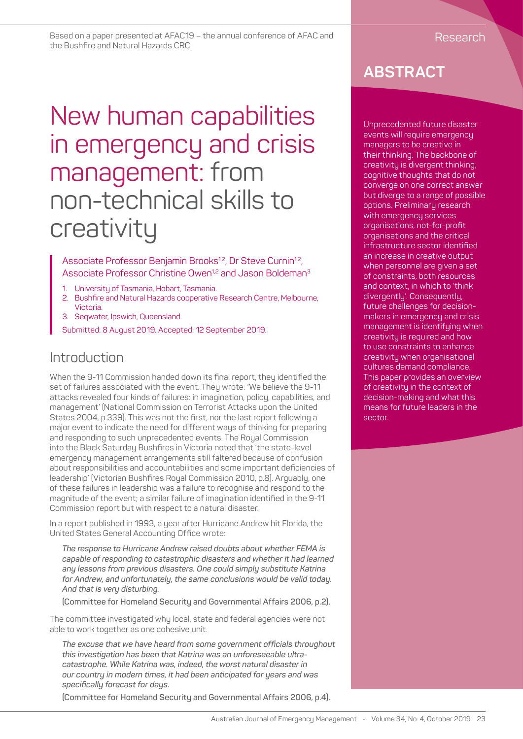Based on a paper presented at AFAC19 – the annual conference of AFAC and the Bushfire and Natural Hazards CRC.

Research

# New human capabilities in emergency and crisis management: from non-technical skills to creativity

Associate Professor Benjamin Brooks[1,2], Dr Steve Curnin[1,2], Associate Professor Christine Owen[1,2] and Jason Boldeman[3]

1. University of Tasmania, Hobart, Tasmania.
2. Bushfire and Natural Hazards cooperative Research Centre, Melbourne, Victoria.
3. Seqwater, Ipswich, Queensland.

Submitted: 8 August 2019. Accepted: 12 September 2019.

## ABSTRACT

Unprecedented future disaster events will require emergency managers to be creative in their thinking. The backbone of creativity is divergent thinking; cognitive thoughts that do not converge on one correct answer but diverge to a range of possible options. Preliminary research with emergency services organisations, not-for-profit organisations and the critical infrastructure sector identified an increase in creative output when personnel are given a set of constraints, both resources and context, in which to 'think divergently'. Consequently, future challenges for decision-makers in emergency and crisis management is identifying when creativity is required and how to use constraints to enhance creativity when organisational cultures demand compliance. This paper provides an overview of creativity in the context of decision-making and what this means for future leaders in the sector.

## Introduction

When the 9-11 Commission handed down its final report, they identified the set of failures associated with the event. They wrote: 'We believe the 9-11 attacks revealed four kinds of failures: in imagination, policy, capabilities, and management' (National Commission on Terrorist Attacks upon the United States 2004, p.339). This was not the first, nor the last report following a major event to indicate the need for different ways of thinking for preparing and responding to such unprecedented events. The Royal Commission into the Black Saturday Bushfires in Victoria noted that 'the state-level emergency management arrangements still faltered because of confusion about responsibilities and accountabilities and some important deficiencies of leadership' (Victorian Bushfires Royal Commission 2010, p.8). Arguably, one of these failures in leadership was a failure to recognise and respond to the magnitude of the event; a similar failure of imagination identified in the 9-11 Commission report but with respect to a natural disaster.

In a report published in 1993, a year after Hurricane Andrew hit Florida, the United States General Accounting Office wrote:

> *The response to Hurricane Andrew raised doubts about whether FEMA is capable of responding to catastrophic disasters and whether it had learned any lessons from previous disasters. One could simply substitute Katrina for Andrew, and unfortunately, the same conclusions would be valid today. And that is very disturbing.*
>
> (Committee for Homeland Security and Governmental Affairs 2006, p.2).

The committee investigated why local, state and federal agencies were not able to work together as one cohesive unit.

> *The excuse that we have heard from some government officials throughout this investigation has been that Katrina was an unforeseeable ultra-catastrophe. While Katrina was, indeed, the worst natural disaster in our country in modern times, it had been anticipated for years and was specifically forecast for days.*
>
> (Committee for Homeland Security and Governmental Affairs 2006, p.4).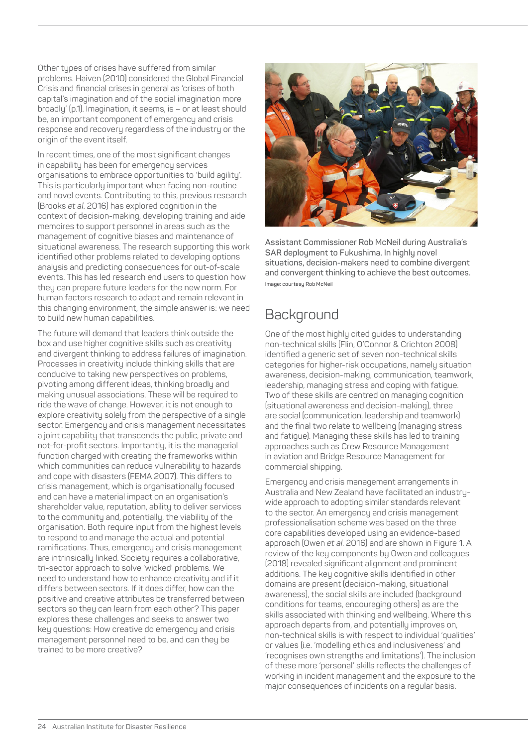Other types of crises have suffered from similar problems. Haiven (2010) considered the Global Financial Crisis and financial crises in general as 'crises of both capital's imagination and of the social imagination more broadly' (p.1). Imagination, it seems, is – or at least should be, an important component of emergency and crisis response and recovery regardless of the industry or the origin of the event itself.

In recent times, one of the most significant changes in capability has been for emergency services organisations to embrace opportunities to 'build agility'. This is particularly important when facing non-routine and novel events. Contributing to this, previous research (Brooks *et al.* 2016) has explored cognition in the context of decision-making, developing training and aide memoires to support personnel in areas such as the management of cognitive biases and maintenance of situational awareness. The research supporting this work identified other problems related to developing options analysis and predicting consequences for out-of-scale events. This has led research end users to question how they can prepare future leaders for the new norm. For human factors research to adapt and remain relevant in this changing environment, the simple answer is: we need to build new human capabilities.

The future will demand that leaders think outside the box and use higher cognitive skills such as creativity and divergent thinking to address failures of imagination. Processes in creativity include thinking skills that are conducive to taking new perspectives on problems, pivoting among different ideas, thinking broadly and making unusual associations. These will be required to ride the wave of change. However, it is not enough to explore creativity solely from the perspective of a single sector. Emergency and crisis management necessitates a joint capability that transcends the public, private and not-for-profit sectors. Importantly, it is the managerial function charged with creating the frameworks within which communities can reduce vulnerability to hazards and cope with disasters (FEMA 2007). This differs to crisis management, which is organisationally focused and can have a material impact on an organisation's shareholder value, reputation, ability to deliver services to the community and, potentially, the viability of the organisation. Both require input from the highest levels to respond to and manage the actual and potential ramifications. Thus, emergency and crisis management are intrinsically linked. Society requires a collaborative, tri-sector approach to solve 'wicked' problems. We need to understand how to enhance creativity and if it differs between sectors. If it does differ, how can the positive and creative attributes be transferred between sectors so they can learn from each other? This paper explores these challenges and seeks to answer two key questions: How creative do emergency and crisis management personnel need to be, and can they be trained to be more creative?

Assistant Commissioner Rob McNeil during Australia's SAR deployment to Fukushima. In highly novel situations, decision-makers need to combine divergent and convergent thinking to achieve the best outcomes.
Image: courtesy Rob McNeil

## Background

One of the most highly cited guides to understanding non-technical skills (Flin, O'Connor & Crichton 2008) identified a generic set of seven non-technical skills categories for higher-risk occupations, namely situation awareness, decision-making, communication, teamwork, leadership, managing stress and coping with fatigue. Two of these skills are centred on managing cognition (situational awareness and decision-making), three are social (communication, leadership and teamwork) and the final two relate to wellbeing (managing stress and fatigue). Managing these skills has led to training approaches such as Crew Resource Management in aviation and Bridge Resource Management for commercial shipping.

Emergency and crisis management arrangements in Australia and New Zealand have facilitated an industry-wide approach to adopting similar standards relevant to the sector. An emergency and crisis management professionalisation scheme was based on the three core capabilities developed using an evidence-based approach (Owen *et al.* 2016) and are shown in Figure 1. A review of the key components by Owen and colleagues (2018) revealed significant alignment and prominent additions. The key cognitive skills identified in other domains are present (decision-making, situational awareness), the social skills are included (background conditions for teams, encouraging others) as are the skills associated with thinking and wellbeing. Where this approach departs from, and potentially improves on, non-technical skills is with respect to individual 'qualities' or values (i.e. 'modelling ethics and inclusiveness' and 'recognises own strengths and limitations'). The inclusion of these more 'personal' skills reflects the challenges of working in incident management and the exposure to the major consequences of incidents on a regular basis.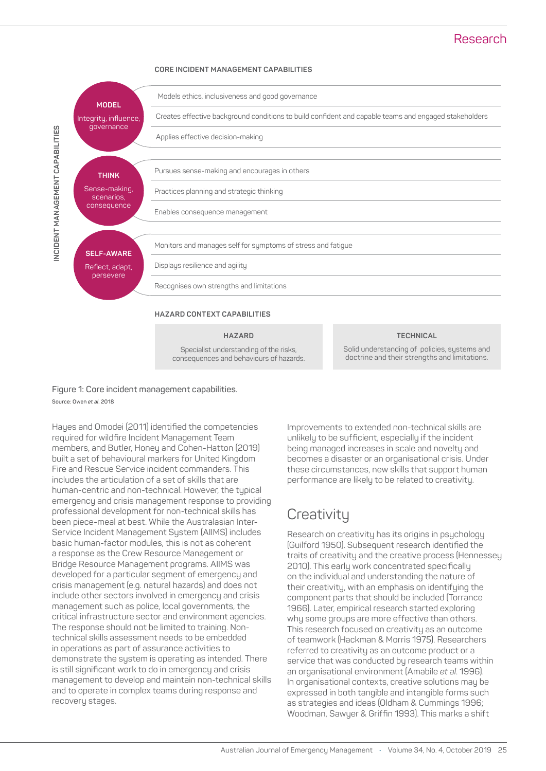**CORE INCIDENT MANAGEMENT CAPABILITIES**

INCIDENT MANAGEMENT CAPABILITIES

| Capability | Description |
|---|---|
| **MODEL** Integrity, influence, governance | Models ethics, inclusiveness and good governance |
| | Creates effective background conditions to build confident and capable teams and engaged stakeholders |
| | Applies effective decision-making |
| **THINK** Sense-making, scenarios, consequence | Pursues sense-making and encourages in others |
| | Practices planning and strategic thinking |
| | Enables consequence management |
| **SELF-AWARE** Reflect, adapt, persevere | Monitors and manages self for symptoms of stress and fatigue |
| | Displays resilience and agility |
| | Recognises own strengths and limitations |

**HAZARD CONTEXT CAPABILITIES**

| HAZARD | TECHNICAL |
|---|---|
| Specialist understanding of the risks, consequences and behaviours of hazards. | Solid understanding of policies, systems and doctrine and their strengths and limitations. |

Figure 1: Core incident management capabilities.
Source: Owen *et al.* 2018

Hayes and Omodei (2011) identified the competencies required for wildfire Incident Management Team members, and Butler, Honey and Cohen-Hatton (2019) built a set of behavioural markers for United Kingdom Fire and Rescue Service incident commanders. This includes the articulation of a set of skills that are human-centric and non-technical. However, the typical emergency and crisis management response to providing professional development for non-technical skills has been piece-meal at best. While the Australasian Inter-Service Incident Management System (AIIMS) includes basic human-factor modules, this is not as coherent a response as the Crew Resource Management or Bridge Resource Management programs. AIIMS was developed for a particular segment of emergency and crisis management (e.g. natural hazards) and does not include other sectors involved in emergency and crisis management such as police, local governments, the critical infrastructure sector and environment agencies. The response should not be limited to training. Non-technical skills assessment needs to be embedded in operations as part of assurance activities to demonstrate the system is operating as intended. There is still significant work to do in emergency and crisis management to develop and maintain non-technical skills and to operate in complex teams during response and recovery stages.

Improvements to extended non-technical skills are unlikely to be sufficient, especially if the incident being managed increases in scale and novelty and becomes a disaster or an organisational crisis. Under these circumstances, new skills that support human performance are likely to be related to creativity.

## Creativity

Research on creativity has its origins in psychology (Guilford 1950). Subsequent research identified the traits of creativity and the creative process (Hennessey 2010). This early work concentrated specifically on the individual and understanding the nature of their creativity, with an emphasis on identifying the component parts that should be included (Torrance 1966). Later, empirical research started exploring why some groups are more effective than others. This research focused on creativity as an outcome of teamwork (Hackman & Morris 1975). Researchers referred to creativity as an outcome product or a service that was conducted by research teams within an organisational environment (Amabile *et al.* 1996). In organisational contexts, creative solutions may be expressed in both tangible and intangible forms such as strategies and ideas (Oldham & Cummings 1996; Woodman, Sawyer & Griffin 1993). This marks a shift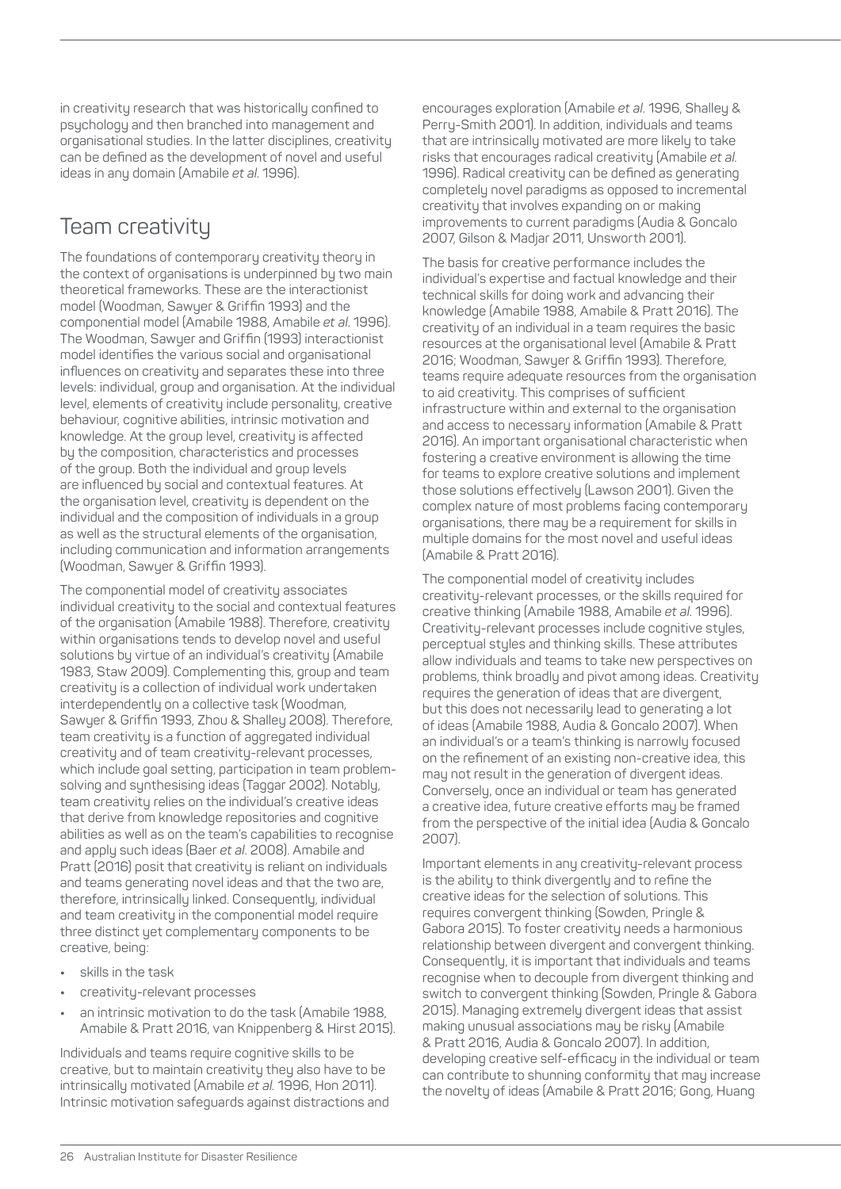in creativity research that was historically confined to psychology and then branched into management and organisational studies. In the latter disciplines, creativity can be defined as the development of novel and useful ideas in any domain (Amabile *et al.* 1996).

## Team creativity

The foundations of contemporary creativity theory in the context of organisations is underpinned by two main theoretical frameworks. These are the interactionist model (Woodman, Sawyer & Griffin 1993) and the componential model (Amabile 1988, Amabile *et al.* 1996). The Woodman, Sawyer and Griffin (1993) interactionist model identifies the various social and organisational influences on creativity and separates these into three levels: individual, group and organisation. At the individual level, elements of creativity include personality, creative behaviour, cognitive abilities, intrinsic motivation and knowledge. At the group level, creativity is affected by the composition, characteristics and processes of the group. Both the individual and group levels are influenced by social and contextual features. At the organisation level, creativity is dependent on the individual and the composition of individuals in a group as well as the structural elements of the organisation, including communication and information arrangements (Woodman, Sawyer & Griffin 1993).

The componential model of creativity associates individual creativity to the social and contextual features of the organisation (Amabile 1988). Therefore, creativity within organisations tends to develop novel and useful solutions by virtue of an individual's creativity (Amabile 1983, Staw 2009). Complementing this, group and team creativity is a collection of individual work undertaken interdependently on a collective task (Woodman, Sawyer & Griffin 1993, Zhou & Shalley 2008). Therefore, team creativity is a function of aggregated individual creativity and of team creativity-relevant processes, which include goal setting, participation in team problem-solving and synthesising ideas (Taggar 2002). Notably, team creativity relies on the individual's creative ideas that derive from knowledge repositories and cognitive abilities as well as on the team's capabilities to recognise and apply such ideas (Baer *et al.* 2008). Amabile and Pratt (2016) posit that creativity is reliant on individuals and teams generating novel ideas and that the two are, therefore, intrinsically linked. Consequently, individual and team creativity in the componential model require three distinct yet complementary components to be creative, being:

- skills in the task
- creativity-relevant processes
- an intrinsic motivation to do the task (Amabile 1988, Amabile & Pratt 2016, van Knippenberg & Hirst 2015).

Individuals and teams require cognitive skills to be creative, but to maintain creativity they also have to be intrinsically motivated (Amabile *et al.* 1996, Hon 2011). Intrinsic motivation safeguards against distractions and encourages exploration (Amabile *et al.* 1996, Shalley & Perry-Smith 2001). In addition, individuals and teams that are intrinsically motivated are more likely to take risks that encourages radical creativity (Amabile *et al.* 1996). Radical creativity can be defined as generating completely novel paradigms as opposed to incremental creativity that involves expanding on or making improvements to current paradigms (Audia & Goncalo 2007, Gilson & Madjar 2011, Unsworth 2001).

The basis for creative performance includes the individual's expertise and factual knowledge and their technical skills for doing work and advancing their knowledge (Amabile 1988, Amabile & Pratt 2016). The creativity of an individual in a team requires the basic resources at the organisational level (Amabile & Pratt 2016; Woodman, Sawyer & Griffin 1993). Therefore, teams require adequate resources from the organisation to aid creativity. This comprises of sufficient infrastructure within and external to the organisation and access to necessary information (Amabile & Pratt 2016). An important organisational characteristic when fostering a creative environment is allowing the time for teams to explore creative solutions and implement those solutions effectively (Lawson 2001). Given the complex nature of most problems facing contemporary organisations, there may be a requirement for skills in multiple domains for the most novel and useful ideas (Amabile & Pratt 2016).

The componential model of creativity includes creativity-relevant processes, or the skills required for creative thinking (Amabile 1988, Amabile *et al.* 1996). Creativity-relevant processes include cognitive styles, perceptual styles and thinking skills. These attributes allow individuals and teams to take new perspectives on problems, think broadly and pivot among ideas. Creativity requires the generation of ideas that are divergent, but this does not necessarily lead to generating a lot of ideas (Amabile 1988, Audia & Goncalo 2007). When an individual's or a team's thinking is narrowly focused on the refinement of an existing non-creative idea, this may not result in the generation of divergent ideas. Conversely, once an individual or team has generated a creative idea, future creative efforts may be framed from the perspective of the initial idea (Audia & Goncalo 2007).

Important elements in any creativity-relevant process is the ability to think divergently and to refine the creative ideas for the selection of solutions. This requires convergent thinking (Sowden, Pringle & Gabora 2015). To foster creativity needs a harmonious relationship between divergent and convergent thinking. Consequently, it is important that individuals and teams recognise when to decouple from divergent thinking and switch to convergent thinking (Sowden, Pringle & Gabora 2015). Managing extremely divergent ideas that assist making unusual associations may be risky (Amabile & Pratt 2016, Audia & Goncalo 2007). In addition, developing creative self-efficacy in the individual or team can contribute to shunning conformity that may increase the novelty of ideas (Amabile & Pratt 2016; Gong, Huang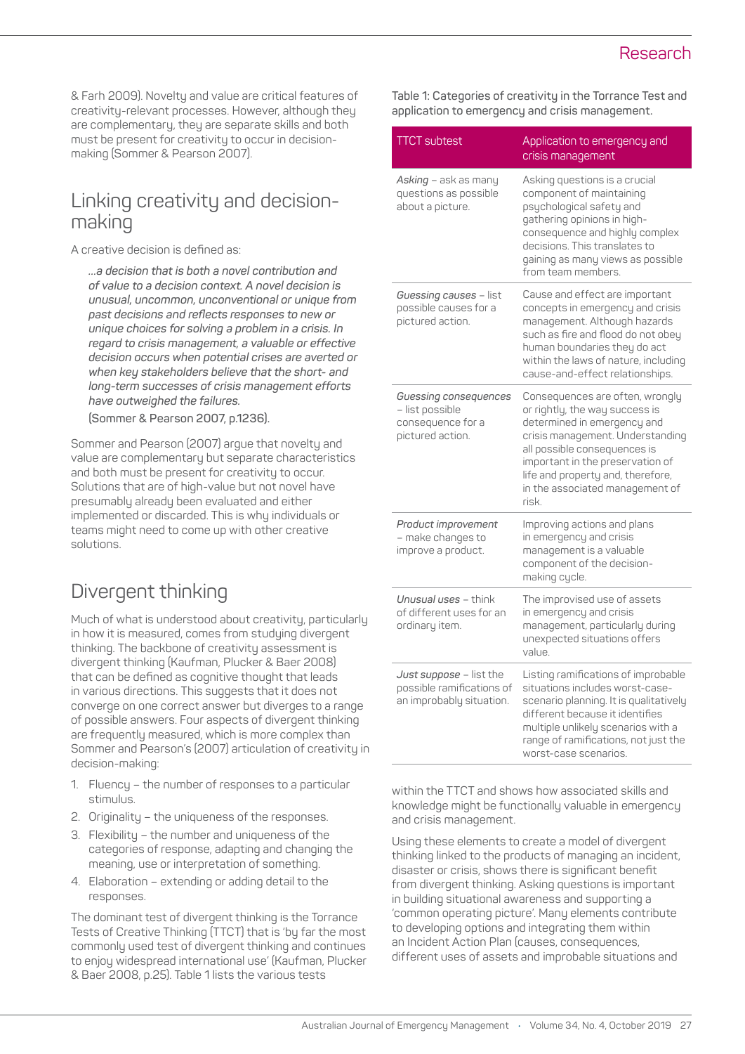& Farh 2009). Novelty and value are critical features of creativity-relevant processes. However, although they are complementary, they are separate skills and both must be present for creativity to occur in decision-making (Sommer & Pearson 2007).

## Linking creativity and decision-making

A creative decision is defined as:

> *...a decision that is both a novel contribution and of value to a decision context. A novel decision is unusual, uncommon, unconventional or unique from past decisions and reflects responses to new or unique choices for solving a problem in a crisis. In regard to crisis management, a valuable or effective decision occurs when potential crises are averted or when key stakeholders believe that the short- and long-term successes of crisis management efforts have outweighed the failures.*
>
> (Sommer & Pearson 2007, p.1236).

Sommer and Pearson (2007) argue that novelty and value are complementary but separate characteristics and both must be present for creativity to occur. Solutions that are of high-value but not novel have presumably already been evaluated and either implemented or discarded. This is why individuals or teams might need to come up with other creative solutions.

## Divergent thinking

Much of what is understood about creativity, particularly in how it is measured, comes from studying divergent thinking. The backbone of creativity assessment is divergent thinking (Kaufman, Plucker & Baer 2008) that can be defined as cognitive thought that leads in various directions. This suggests that it does not converge on one correct answer but diverges to a range of possible answers. Four aspects of divergent thinking are frequently measured, which is more complex than Sommer and Pearson's (2007) articulation of creativity in decision-making:

1. Fluency – the number of responses to a particular stimulus.
2. Originality – the uniqueness of the responses.
3. Flexibility – the number and uniqueness of the categories of response, adapting and changing the meaning, use or interpretation of something.
4. Elaboration – extending or adding detail to the responses.

The dominant test of divergent thinking is the Torrance Tests of Creative Thinking (TTCT) that is 'by far the most commonly used test of divergent thinking and continues to enjoy widespread international use' (Kaufman, Plucker & Baer 2008, p.25). Table 1 lists the various tests within the TTCT and shows how associated skills and knowledge might be functionally valuable in emergency and crisis management.

Table 1: Categories of creativity in the Torrance Test and application to emergency and crisis management.

| TTCT subtest | Application to emergency and crisis management |
|---|---|
| *Asking* – ask as many questions as possible about a picture. | Asking questions is a crucial component of maintaining psychological safety and gathering opinions in high-consequence and highly complex decisions. This translates to gaining as many views as possible from team members. |
| *Guessing causes* – list possible causes for a pictured action. | Cause and effect are important concepts in emergency and crisis management. Although hazards such as fire and flood do not obey human boundaries they do act within the laws of nature, including cause-and-effect relationships. |
| *Guessing consequences* – list possible consequence for a pictured action. | Consequences are often, wrongly or rightly, the way success is determined in emergency and crisis management. Understanding all possible consequences is important in the preservation of life and property and, therefore, in the associated management of risk. |
| *Product improvement* – make changes to improve a product. | Improving actions and plans in emergency and crisis management is a valuable component of the decision-making cycle. |
| *Unusual uses* – think of different uses for an ordinary item. | The improvised use of assets in emergency and crisis management, particularly during unexpected situations offers value. |
| *Just suppose* – list the possible ramifications of an improbably situation. | Listing ramifications of improbable situations includes worst-case-scenario planning. It is qualitatively different because it identifies multiple unlikely scenarios with a range of ramifications, not just the worst-case scenarios. |

Using these elements to create a model of divergent thinking linked to the products of managing an incident, disaster or crisis, shows there is significant benefit from divergent thinking. Asking questions is important in building situational awareness and supporting a 'common operating picture'. Many elements contribute to developing options and integrating them within an Incident Action Plan (causes, consequences, different uses of assets and improbable situations and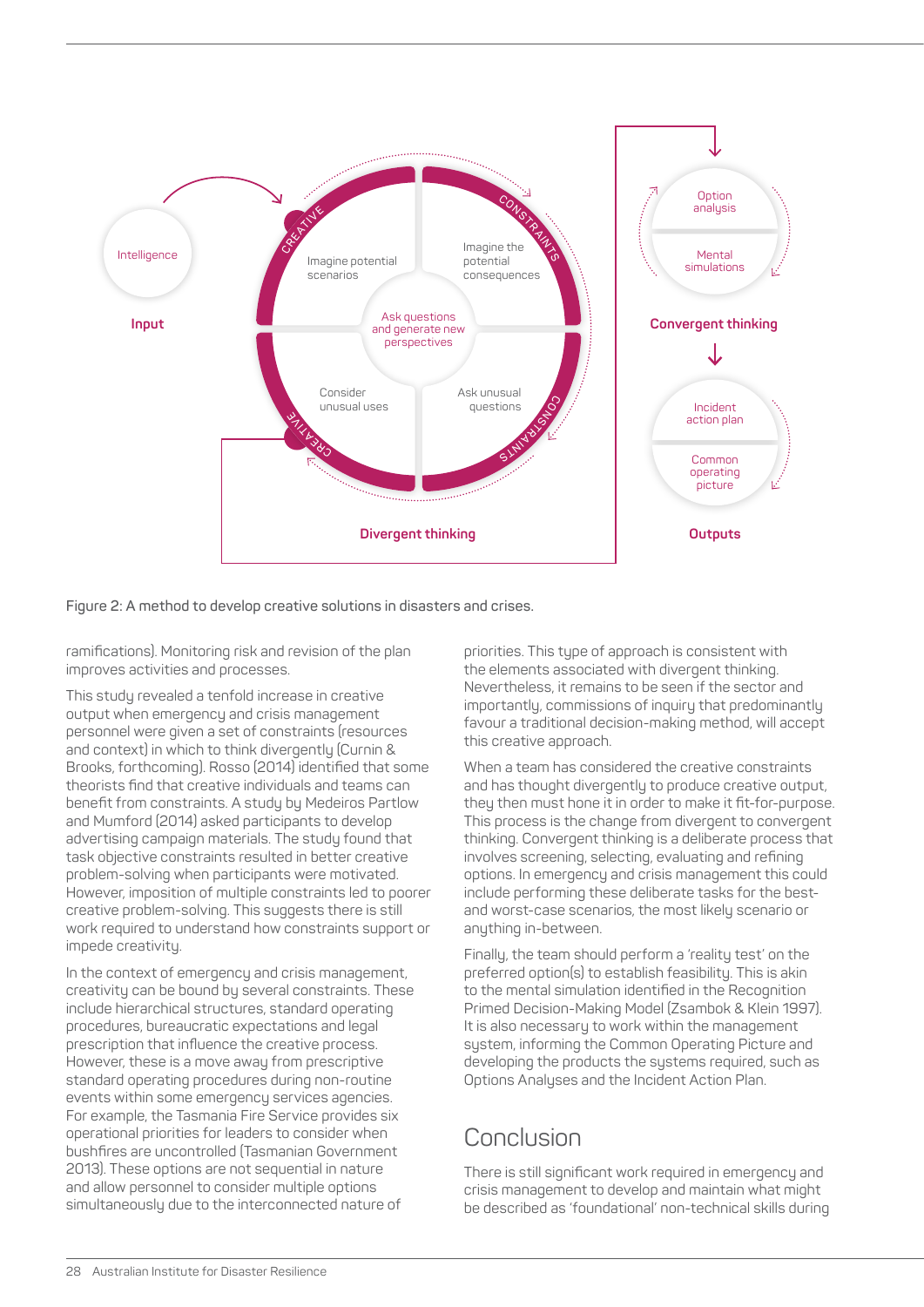Figure 2: A method to develop creative solutions in disasters and crises.

ramifications). Monitoring risk and revision of the plan improves activities and processes.

This study revealed a tenfold increase in creative output when emergency and crisis management personnel were given a set of constraints (resources and context) in which to think divergently (Curnin & Brooks, forthcoming). Rosso (2014) identified that some theorists find that creative individuals and teams can benefit from constraints. A study by Medeiros Partlow and Mumford (2014) asked participants to develop advertising campaign materials. The study found that task objective constraints resulted in better creative problem-solving when participants were motivated. However, imposition of multiple constraints led to poorer creative problem-solving. This suggests there is still work required to understand how constraints support or impede creativity.

In the context of emergency and crisis management, creativity can be bound by several constraints. These include hierarchical structures, standard operating procedures, bureaucratic expectations and legal prescription that influence the creative process. However, these is a move away from prescriptive standard operating procedures during non-routine events within some emergency services agencies. For example, the Tasmania Fire Service provides six operational priorities for leaders to consider when bushfires are uncontrolled (Tasmanian Government 2013). These options are not sequential in nature and allow personnel to consider multiple options simultaneously due to the interconnected nature of priorities. This type of approach is consistent with the elements associated with divergent thinking. Nevertheless, it remains to be seen if the sector and importantly, commissions of inquiry that predominantly favour a traditional decision-making method, will accept this creative approach.

When a team has considered the creative constraints and has thought divergently to produce creative output, they then must hone it in order to make it fit-for-purpose. This process is the change from divergent to convergent thinking. Convergent thinking is a deliberate process that involves screening, selecting, evaluating and refining options. In emergency and crisis management this could include performing these deliberate tasks for the best- and worst-case scenarios, the most likely scenario or anything in-between.

Finally, the team should perform a 'reality test' on the preferred option(s) to establish feasibility. This is akin to the mental simulation identified in the Recognition Primed Decision-Making Model (Zsambok & Klein 1997). It is also necessary to work within the management system, informing the Common Operating Picture and developing the products the systems required, such as Options Analyses and the Incident Action Plan.

## Conclusion

There is still significant work required in emergency and crisis management to develop and maintain what might be described as 'foundational' non-technical skills during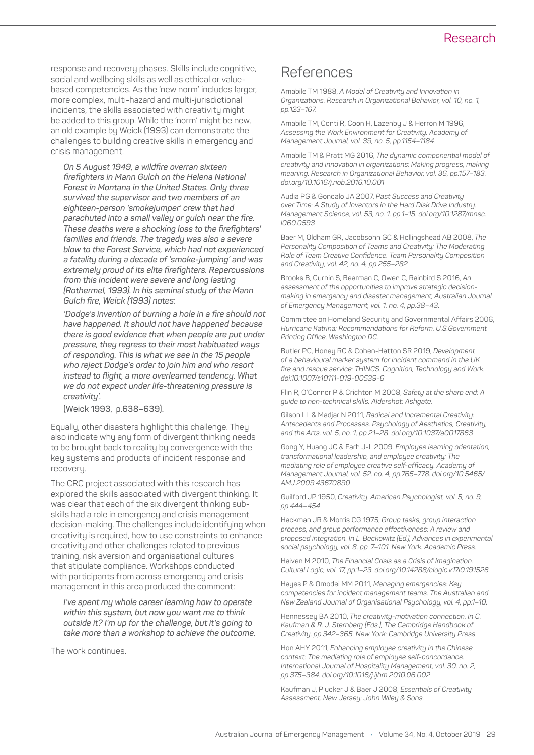response and recovery phases. Skills include cognitive, social and wellbeing skills as well as ethical or value-based competencies. As the 'new norm' includes larger, more complex, multi-hazard and multi-jurisdictional incidents, the skills associated with creativity might be added to this group. While the 'norm' might be new, an old example by Weick (1993) can demonstrate the challenges to building creative skills in emergency and crisis management:

> ***On 5 August 1949, a wildfire overran sixteen firefighters in Mann Gulch on the Helena National Forest in Montana in the United States. Only three survived the supervisor and two members of an eighteen-person 'smokejumper' crew that had parachuted into a small valley or gulch near the fire. These deaths were a shocking loss to the firefighters' families and friends. The tragedy was also a severe blow to the Forest Service, which had not experienced a fatality during a decade of 'smoke-jumping' and was extremely proud of its elite firefighters. Repercussions from this incident were severe and long lasting (Rothermel, 1993). In his seminal study of the Mann Gulch fire, Weick (1993) notes:***
>
> ***'Dodge's invention of burning a hole in a fire should not have happened. It should not have happened because there is good evidence that when people are put under pressure, they regress to their most habituated ways of responding. This is what we see in the 15 people who reject Dodge's order to join him and who resort instead to flight, a more overlearned tendency. What we do not expect under life-threatening pressure is creativity'.***
>
> **(Weick 1993, p.638–639).**

Equally, other disasters highlight this challenge. They also indicate why any form of divergent thinking needs to be brought back to reality by convergence with the key systems and products of incident response and recovery.

The CRC project associated with this research has explored the skills associated with divergent thinking. It was clear that each of the six divergent thinking sub-skills had a role in emergency and crisis management decision-making. The challenges include identifying when creativity is required, how to use constraints to enhance creativity and other challenges related to previous training, risk aversion and organisational cultures that stipulate compliance. Workshops conducted with participants from across emergency and crisis management in this area produced the comment:

> ***I've spent my whole career learning how to operate within this system, but now you want me to think outside it? I'm up for the challenge, but it's going to take more than a workshop to achieve the outcome.***

The work continues.

## References

Amabile TM 1988, *A Model of Creativity and Innovation in Organizations. Research in Organizational Behavior, vol. 10, no. 1, pp.123–167.*

Amabile TM, Conti R, Coon H, Lazenby J & Herron M 1996, *Assessing the Work Environment for Creativity. Academy of Management Journal, vol. 39, no. 5, pp.1154–1184.*

Amabile TM & Pratt MG 2016, *The dynamic componential model of creativity and innovation in organizations: Making progress, making meaning. Research in Organizational Behavior, vol. 36, pp.157–183. doi.org/10.1016/j.riob.2016.10.001*

Audia PG & Goncalo JA 2007, *Past Success and Creativity over Time: A Study of Inventors in the Hard Disk Drive Industry. Management Science, vol. 53, no. 1, pp.1–15. doi.org/10.1287/mnsc.l060.0593*

Baer M, Oldham GR, Jacobsohn GC & Hollingshead AB 2008, *The Personality Composition of Teams and Creativity: The Moderating Role of Team Creative Confidence. Team Personality Composition and Creativity, vol. 42, no. 4, pp.255–282.*

Brooks B, Curnin S, Bearman C, Owen C, Rainbird S 2016, *An assessment of the opportunities to improve strategic decision-making in emergency and disaster management, Australian Journal of Emergency Management, vol. 1, no. 4, pp.38–43.*

Committee on Homeland Security and Governmental Affairs 2006, *Hurricane Katrina: Recommendations for Reform. U.S.Government Printing Office, Washington DC.*

Butler PC, Honey RC & Cohen-Hatton SR 2019, *Development of a behavioural marker system for incident command in the UK fire and rescue service: THINCS. Cognition, Technology and Work. doi:10.1007/s10111-019-00539-6*

Flin R, O'Connor P & Crichton M 2008, *Safety at the sharp end: A guide to non-technical skills. Aldershot: Ashgate.*

Gilson LL & Madjar N 2011, *Radical and Incremental Creativity: Antecedents and Processes. Psychology of Aesthetics, Creativity, and the Arts, vol. 5, no. 1, pp.21–28. doi.org/10.1037/a0017863*

Gong Y, Huang JC & Farh J-L 2009, *Employee learning orientation, transformational leadership, and employee creativity: The mediating role of employee creative self-efficacy. Academy of Management Journal, vol. 52, no. 4, pp.765–778. doi.org/10.5465/AMJ.2009.43670890*

Guilford JP 1950, *Creativity. American Psychologist, vol. 5, no. 9, pp.444–454.*

Hackman JR & Morris CG 1975, *Group tasks, group interaction process, and group performance effectiveness: A review and proposed integration. In L. Beckowitz (Ed.), Advances in experimental social psychology, vol. 8, pp. 7–101. New York: Academic Press.*

Haiven M 2010, *The Financial Crisis as a Crisis of Imagination. Cultural Logic, vol. 17, pp.1–23. doi.org/10.14288/clogic.v17i0.191526*

Hayes P & Omodei MM 2011, *Managing emergencies: Key competencies for incident management teams. The Australian and New Zealand Journal of Organisational Psychology, vol. 4, pp.1–10.*

Hennessey BA 2010, *The creativity-motivation connection. In C. Kaufman & R. J. Sternberg (Eds.), The Cambridge Handbook of Creativity, pp.342–365. New York: Cambridge University Press.*

Hon AHY 2011, *Enhancing employee creativity in the Chinese context: The mediating role of employee self-concordance. International Journal of Hospitality Management, vol. 30, no. 2, pp.375–384. doi.org/10.1016/j.ijhm.2010.06.002*

Kaufman J, Plucker J & Baer J 2008, *Essentials of Creativity Assessment. New Jersey: John Wiley & Sons.*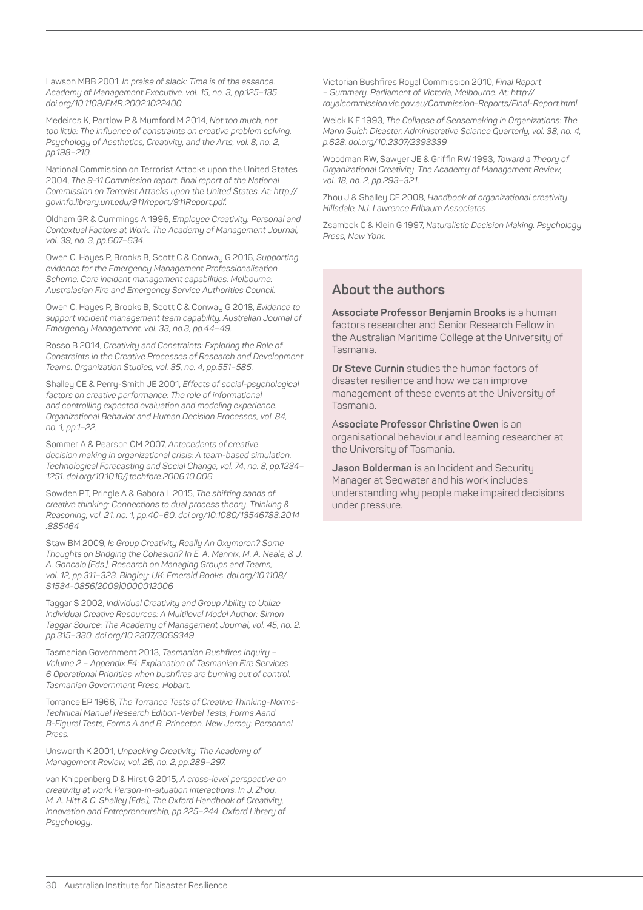Lawson MBB 2001, *In praise of slack: Time is of the essence. Academy of Management Executive, vol. 15, no. 3, pp.125–135. doi.org/10.1109/EMR.2002.1022400*

Medeiros K, Partlow P & Mumford M 2014, *Not too much, not too little: The influence of constraints on creative problem solving. Psychology of Aesthetics, Creativity, and the Arts, vol. 8, no. 2, pp.198–210.*

National Commission on Terrorist Attacks upon the United States 2004, *The 9-11 Commission report: final report of the National Commission on Terrorist Attacks upon the United States. At: http://govinfo.library.unt.edu/911/report/911Report.pdf.*

Oldham GR & Cummings A 1996, *Employee Creativity: Personal and Contextual Factors at Work. The Academy of Management Journal, vol. 39, no. 3, pp.607–634.*

Owen C, Hayes P, Brooks B, Scott C & Conway G 2016, *Supporting evidence for the Emergency Management Professionalisation Scheme: Core incident management capabilities. Melbourne: Australasian Fire and Emergency Service Authorities Council.*

Owen C, Hayes P, Brooks B, Scott C & Conway G 2018, *Evidence to support incident management team capability. Australian Journal of Emergency Management, vol. 33, no.3, pp.44–49.*

Rosso B 2014, *Creativity and Constraints: Exploring the Role of Constraints in the Creative Processes of Research and Development Teams. Organization Studies, vol. 35, no. 4, pp.551–585.*

Shalley CE & Perry-Smith JE 2001, *Effects of social-psychological factors on creative performance: The role of informational and controlling expected evaluation and modeling experience. Organizational Behavior and Human Decision Processes, vol. 84, no. 1, pp.1–22.*

Sommer A & Pearson CM 2007, *Antecedents of creative decision making in organizational crisis: A team-based simulation. Technological Forecasting and Social Change, vol. 74, no. 8, pp.1234–1251. doi.org/10.1016/j.techfore.2006.10.006*

Sowden PT, Pringle A & Gabora L 2015, *The shifting sands of creative thinking: Connections to dual process theory. Thinking & Reasoning, vol. 21, no. 1, pp.40–60. doi.org/10.1080/13546783.2014.885464*

Staw BM 2009, *Is Group Creativity Really An Oxymoron? Some Thoughts on Bridging the Cohesion? In E. A. Mannix, M. A. Neale, & J. A. Goncalo (Eds.), Research on Managing Groups and Teams, vol. 12, pp.311–323. Bingley: UK: Emerald Books. doi.org/10.1108/S1534-0856(2009)0000012006*

Taggar S 2002, *Individual Creativity and Group Ability to Utilize Individual Creative Resources: A Multilevel Model Author: Simon Taggar Source: The Academy of Management Journal, vol. 45, no. 2. pp.315–330. doi.org/10.2307/3069349*

Tasmanian Government 2013, *Tasmanian Bushfires Inquiry – Volume 2 – Appendix E4: Explanation of Tasmanian Fire Services 6 Operational Priorities when bushfires are burning out of control. Tasmanian Government Press, Hobart.*

Torrance EP 1966, *The Torrance Tests of Creative Thinking-Norms-Technical Manual Research Edition-Verbal Tests, Forms Aand B-Figural Tests, Forms A and B. Princeton, New Jersey: Personnel Press.*

Unsworth K 2001, *Unpacking Creativity. The Academy of Management Review, vol. 26, no. 2, pp.289–297.*

van Knippenberg D & Hirst G 2015, *A cross-level perspective on creativity at work: Person-in-situation interactions. In J. Zhou, M. A. Hitt & C. Shalley (Eds.), The Oxford Handbook of Creativity, Innovation and Entrepreneurship, pp.225–244. Oxford Library of Psychology.*

Victorian Bushfires Royal Commission 2010, *Final Report – Summary. Parliament of Victoria, Melbourne. At: http://royalcommission.vic.gov.au/Commission-Reports/Final-Report.html.*

Weick K E 1993, *The Collapse of Sensemaking in Organizations: The Mann Gulch Disaster. Administrative Science Quarterly, vol. 38, no. 4, p.628. doi.org/10.2307/2393339*

Woodman RW, Sawyer JE & Griffin RW 1993, *Toward a Theory of Organizational Creativity. The Academy of Management Review, vol. 18, no. 2, pp.293–321.*

Zhou J & Shalley CE 2008, *Handbook of organizational creativity. Hillsdale, NJ: Lawrence Erlbaum Associates.*

Zsambok C & Klein G 1997, *Naturalistic Decision Making. Psychology Press, New York.*

## About the authors

**Associate Professor Benjamin Brooks** is a human factors researcher and Senior Research Fellow in the Australian Maritime College at the University of Tasmania.

**Dr Steve Curnin** studies the human factors of disaster resilience and how we can improve management of these events at the University of Tasmania.

**Associate Professor Christine Owen** is an organisational behaviour and learning researcher at the University of Tasmania.

**Jason Bolderman** is an Incident and Security Manager at Seqwater and his work includes understanding why people make impaired decisions under pressure.